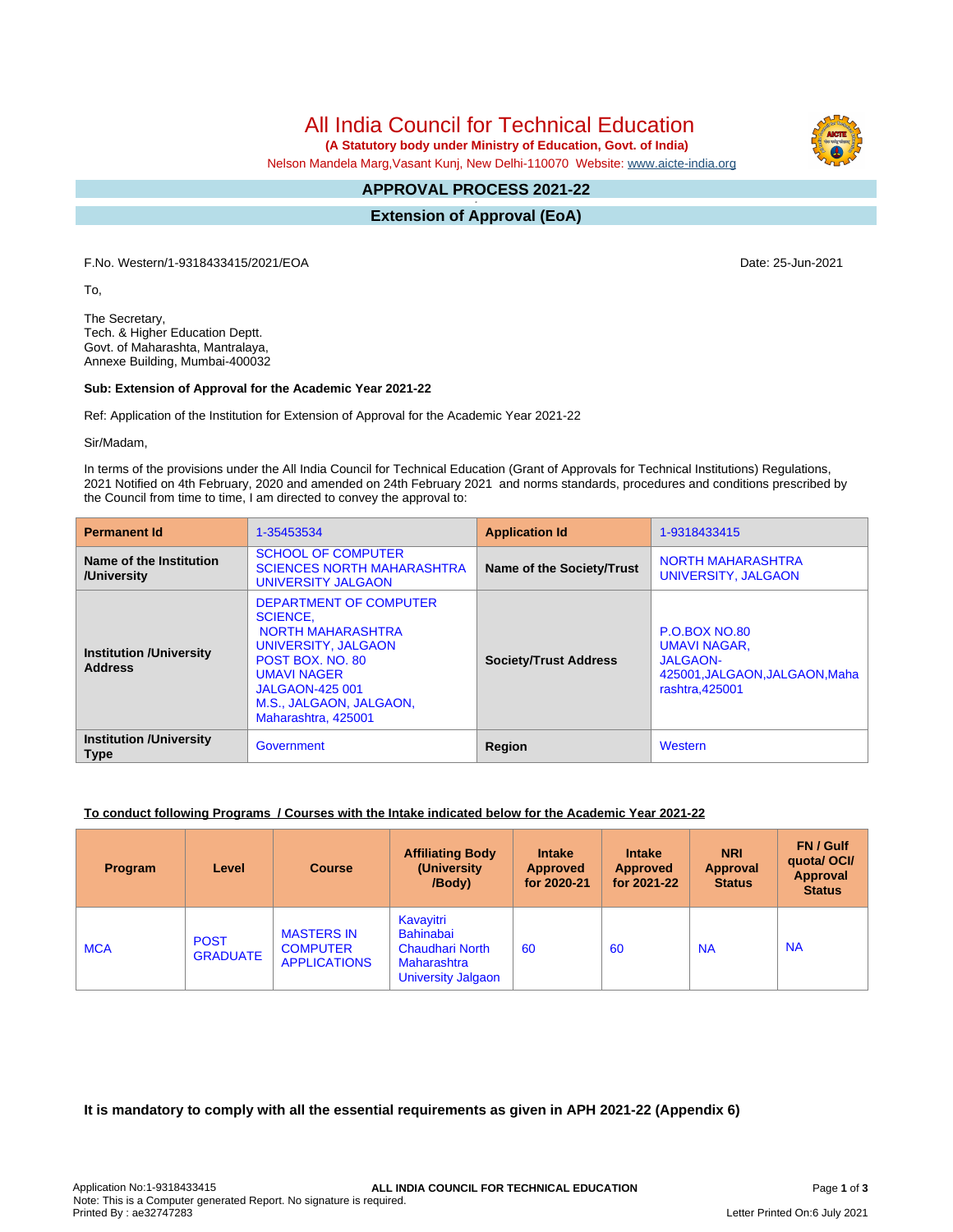# All India Council for Technical Education

**(A Statutory body under Ministry of Education, Govt. of India)**

Nelson Mandela Marg,Vasant Kunj, New Delhi-110070 Website: www.aicte-india.org

## APPROVAL PROCESS 2021-22

## Extension of Approval (EoA)

F.No. Western/1-9318433415/2021/EOA

Date: 25-Jun-2021

To,

The Secretary,
Tech. & Higher Education Deptt.
Govt. of Maharashta, Mantralaya,
Annexe Building, Mumbai-400032

**Sub: Extension of Approval for the Academic Year 2021-22**

Ref: Application of the Institution for Extension of Approval for the Academic Year 2021-22

Sir/Madam,

In terms of the provisions under the All India Council for Technical Education (Grant of Approvals for Technical Institutions) Regulations, 2021 Notified on 4th February, 2020 and amended on 24th February 2021 and norms standards, procedures and conditions prescribed by the Council from time to time, I am directed to convey the approval to:

| **Permanent Id** | 1-35453534 | **Application Id** | 1-9318433415 |
|---|---|---|---|
| **Name of the Institution /University** | SCHOOL OF COMPUTER SCIENCES NORTH MAHARASHTRA UNIVERSITY JALGAON | **Name of the Society/Trust** | NORTH MAHARASHTRA UNIVERSITY, JALGAON |
| **Institution /University Address** | DEPARTMENT OF COMPUTER SCIENCE, NORTH MAHARASHTRA UNIVERSITY, JALGAON POST BOX. NO. 80 UMAVI NAGER JALGAON-425 001 M.S., JALGAON, JALGAON, Maharashtra, 425001 | **Society/Trust Address** | P.O.BOX NO.80 UMAVI NAGAR, JALGAON-425001,JALGAON,JALGAON,Maharashtra,425001 |
| **Institution /University Type** | Government | **Region** | Western |

**To conduct following Programs / Courses with the Intake indicated below for the Academic Year 2021-22**

| Program | Level | Course | Affiliating Body (University /Body) | Intake Approved for 2020-21 | Intake Approved for 2021-22 | NRI Approval Status | FN / Gulf quota/ OCI/ Approval Status |
|---|---|---|---|---|---|---|---|
| MCA | POST GRADUATE | MASTERS IN COMPUTER APPLICATIONS | Kavayitri Bahinabai Chaudhari North Maharashtra University Jalgaon | 60 | 60 | NA | NA |

**It is mandatory to comply with all the essential requirements as given in APH 2021-22 (Appendix 6)**

Application No:1-9318433415
Note: This is a Computer generated Report. No signature is required.
Printed By : ae32747283

Letter Printed On:6 July 2021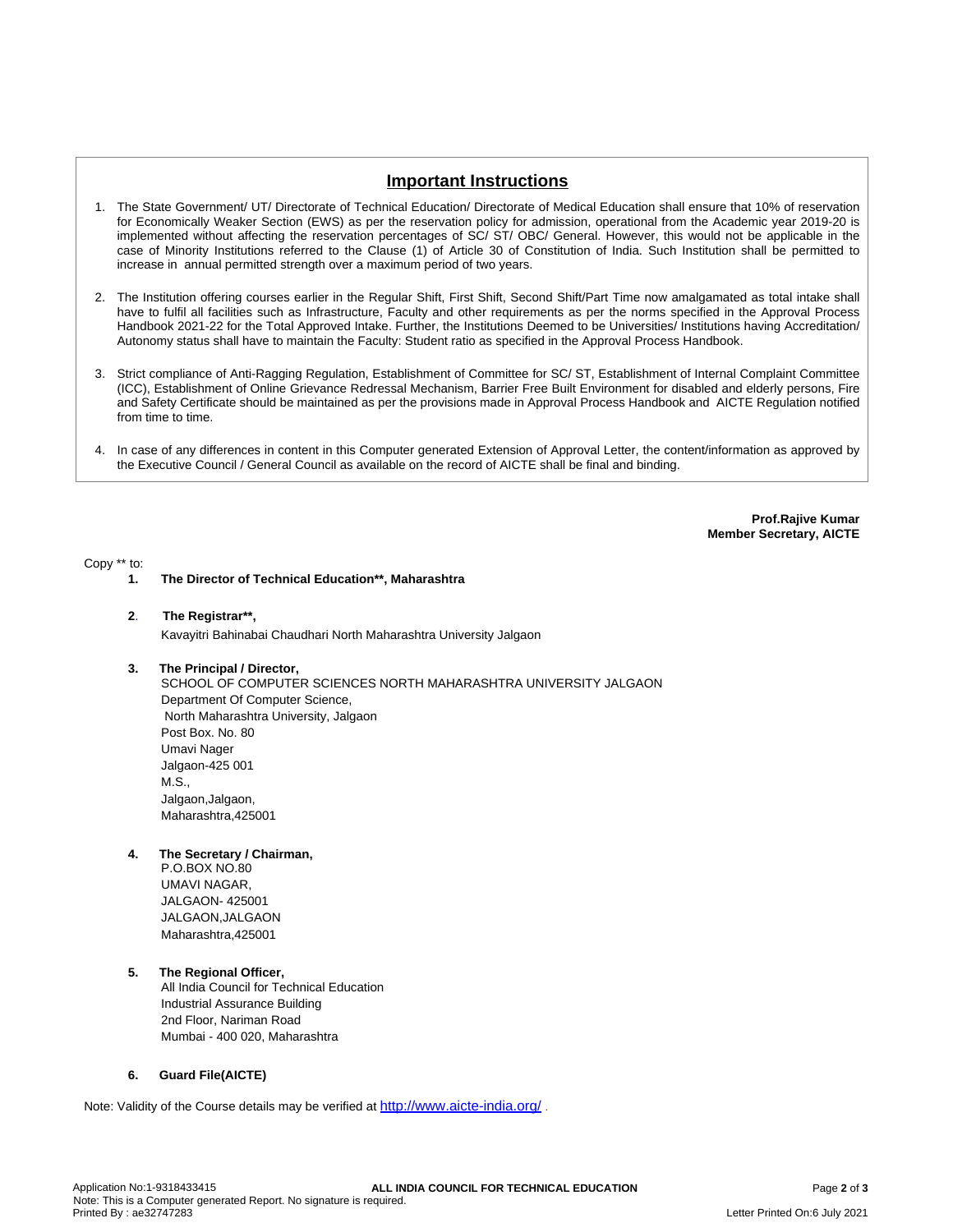## Important Instructions

1. The State Government/ UT/ Directorate of Technical Education/ Directorate of Medical Education shall ensure that 10% of reservation for Economically Weaker Section (EWS) as per the reservation policy for admission, operational from the Academic year 2019-20 is implemented without affecting the reservation percentages of SC/ ST/ OBC/ General. However, this would not be applicable in the case of Minority Institutions referred to the Clause (1) of Article 30 of Constitution of India. Such Institution shall be permitted to increase in annual permitted strength over a maximum period of two years.

2. The Institution offering courses earlier in the Regular Shift, First Shift, Second Shift/Part Time now amalgamated as total intake shall have to fulfil all facilities such as Infrastructure, Faculty and other requirements as per the norms specified in the Approval Process Handbook 2021-22 for the Total Approved Intake. Further, the Institutions Deemed to be Universities/ Institutions having Accreditation/ Autonomy status shall have to maintain the Faculty: Student ratio as specified in the Approval Process Handbook.

3. Strict compliance of Anti-Ragging Regulation, Establishment of Committee for SC/ ST, Establishment of Internal Complaint Committee (ICC), Establishment of Online Grievance Redressal Mechanism, Barrier Free Built Environment for disabled and elderly persons, Fire and Safety Certificate should be maintained as per the provisions made in Approval Process Handbook and AICTE Regulation notified from time to time.

4. In case of any differences in content in this Computer generated Extension of Approval Letter, the content/information as approved by the Executive Council / General Council as available on the record of AICTE shall be final and binding.

**Prof.Rajive Kumar**
**Member Secretary, AICTE**

Copy ** to:

1. **The Director of Technical Education**, Maharashtra**

2. **The Registrar**,**
   Kavayitri Bahinabai Chaudhari North Maharashtra University Jalgaon

3. **The Principal / Director,**
   SCHOOL OF COMPUTER SCIENCES NORTH MAHARASHTRA UNIVERSITY JALGAON
   Department Of Computer Science,
   North Maharashtra University, Jalgaon
   Post Box. No. 80
   Umavi Nager
   Jalgaon-425 001
   M.S.,
   Jalgaon,Jalgaon,
   Maharashtra,425001

4. **The Secretary / Chairman,**
   P.O.BOX NO.80
   UMAVI NAGAR,
   JALGAON- 425001
   JALGAON,JALGAON
   Maharashtra,425001

5. **The Regional Officer,**
   All India Council for Technical Education
   Industrial Assurance Building
   2nd Floor, Nariman Road
   Mumbai - 400 020, Maharashtra

6. **Guard File(AICTE)**

Note: Validity of the Course details may be verified at http://www.aicte-india.org/ .

Application No:1-9318433415 | ALL INDIA COUNCIL FOR TECHNICAL EDUCATION
Note: This is a Computer generated Report. No signature is required.
Printed By : ae32747283 | Letter Printed On:6 July 2021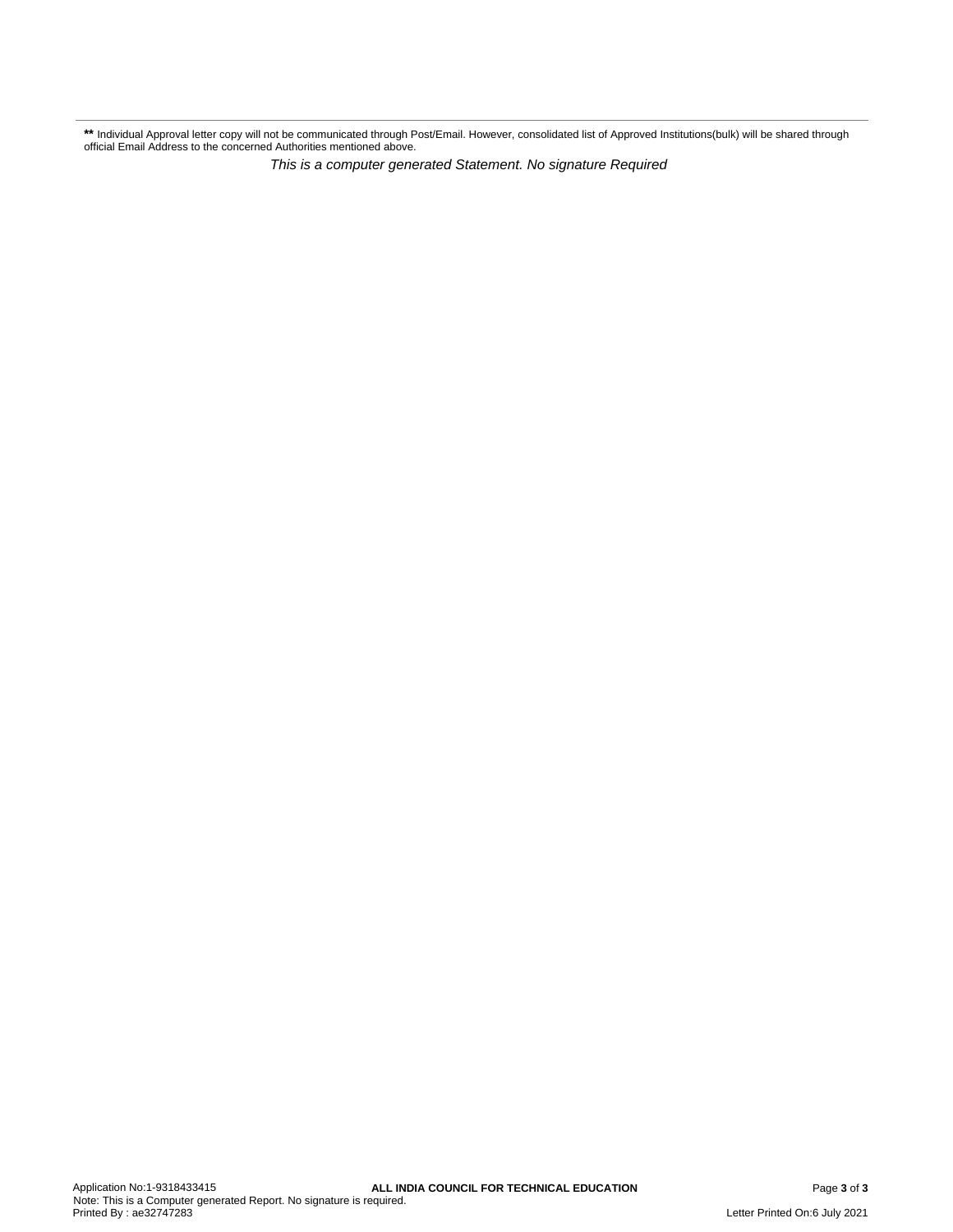**** Individual Approval letter copy will not be communicated through Post/Email. However, consolidated list of Approved Institutions(bulk) will be shared through official Email Address to the concerned Authorities mentioned above.

*This is a computer generated Statement. No signature Required*